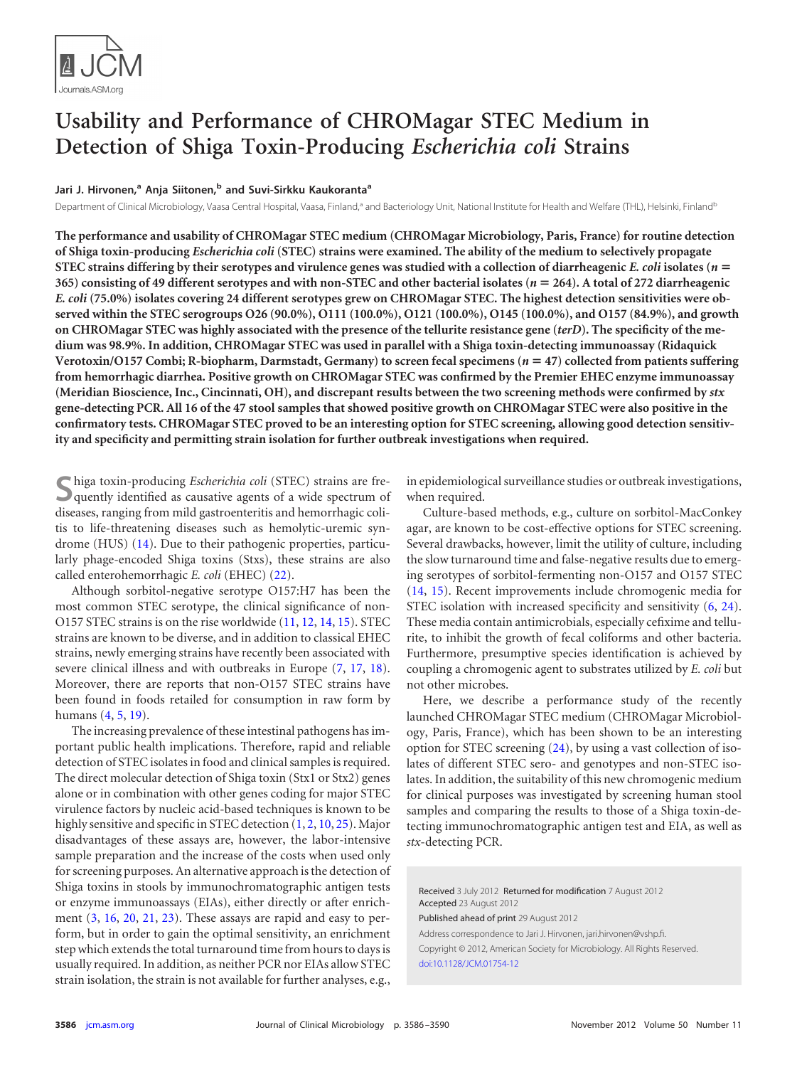# Usability and Performance of CHROMagar STEC Medium in Detection of Shiga Toxin-Producing *Escherichia coli* Strains

**Jari J. Hirvonen,[a] Anja Siitonen,[b] and Suvi-Sirkku Kaukoranta[a]**

Department of Clinical Microbiology, Vaasa Central Hospital, Vaasa, Finland,[a] and Bacteriology Unit, National Institute for Health and Welfare (THL), Helsinki, Finland[b]

**The performance and usability of CHROMagar STEC medium (CHROMagar Microbiology, Paris, France) for routine detection of Shiga toxin-producing *Escherichia coli* (STEC) strains were examined. The ability of the medium to selectively propagate STEC strains differing by their serotypes and virulence genes was studied with a collection of diarrheagenic *E. coli* isolates ($n = 365$) consisting of 49 different serotypes and with non-STEC and other bacterial isolates ($n = 264$). A total of 272 diarrheagenic *E. coli* (75.0%) isolates covering 24 different serotypes grew on CHROMagar STEC. The highest detection sensitivities were observed within the STEC serogroups O26 (90.0%), O111 (100.0%), O121 (100.0%), O145 (100.0%), and O157 (84.9%), and growth on CHROMagar STEC was highly associated with the presence of the tellurite resistance gene (*terD*). The specificity of the medium was 98.9%. In addition, CHROMagar STEC was used in parallel with a Shiga toxin-detecting immunoassay (Ridaquick Verotoxin/O157 Combi; R-biopharm, Darmstadt, Germany) to screen fecal specimens ($n = 47$) collected from patients suffering from hemorrhagic diarrhea. Positive growth on CHROMagar STEC was confirmed by the Premier EHEC enzyme immunoassay (Meridian Bioscience, Inc., Cincinnati, OH), and discrepant results between the two screening methods were confirmed by *stx* gene-detecting PCR. All 16 of the 47 stool samples that showed positive growth on CHROMagar STEC were also positive in the confirmatory tests. CHROMagar STEC proved to be an interesting option for STEC screening, allowing good detection sensitivity and specificity and permitting strain isolation for further outbreak investigations when required.**

Shiga toxin-producing *Escherichia coli* (STEC) strains are frequently identified as causative agents of a wide spectrum of diseases, ranging from mild gastroenteritis and hemorrhagic colitis to life-threatening diseases such as hemolytic-uremic syndrome (HUS) (14). Due to their pathogenic properties, particularly phage-encoded Shiga toxins (Stxs), these strains are also called enterohemorrhagic *E. coli* (EHEC) (22).

Although sorbitol-negative serotype O157:H7 has been the most common STEC serotype, the clinical significance of non-O157 STEC strains is on the rise worldwide (11, 12, 14, 15). STEC strains are known to be diverse, and in addition to classical EHEC strains, newly emerging strains have recently been associated with severe clinical illness and with outbreaks in Europe (7, 17, 18). Moreover, there are reports that non-O157 STEC strains have been found in foods retailed for consumption in raw form by humans (4, 5, 19).

The increasing prevalence of these intestinal pathogens has important public health implications. Therefore, rapid and reliable detection of STEC isolates in food and clinical samples is required. The direct molecular detection of Shiga toxin (Stx1 or Stx2) genes alone or in combination with other genes coding for major STEC virulence factors by nucleic acid-based techniques is known to be highly sensitive and specific in STEC detection (1, 2, 10, 25). Major disadvantages of these assays are, however, the labor-intensive sample preparation and the increase of the costs when used only for screening purposes. An alternative approach is the detection of Shiga toxins in stools by immunochromatographic antigen tests or enzyme immunoassays (EIAs), either directly or after enrichment (3, 16, 20, 21, 23). These assays are rapid and easy to perform, but in order to gain the optimal sensitivity, an enrichment step which extends the total turnaround time from hours to days is usually required. In addition, as neither PCR nor EIAs allow STEC strain isolation, the strain is not available for further analyses, e.g., in epidemiological surveillance studies or outbreak investigations, when required.

Culture-based methods, e.g., culture on sorbitol-MacConkey agar, are known to be cost-effective options for STEC screening. Several drawbacks, however, limit the utility of culture, including the slow turnaround time and false-negative results due to emerging serotypes of sorbitol-fermenting non-O157 and O157 STEC (14, 15). Recent improvements include chromogenic media for STEC isolation with increased specificity and sensitivity (6, 24). These media contain antimicrobials, especially cefixime and tellurite, to inhibit the growth of fecal coliforms and other bacteria. Furthermore, presumptive species identification is achieved by coupling a chromogenic agent to substrates utilized by *E. coli* but not other microbes.

Here, we describe a performance study of the recently launched CHROMagar STEC medium (CHROMagar Microbiology, Paris, France), which has been shown to be an interesting option for STEC screening (24), by using a vast collection of isolates of different STEC sero- and genotypes and non-STEC isolates. In addition, the suitability of this new chromogenic medium for clinical purposes was investigated by screening human stool samples and comparing the results to those of a Shiga toxin-detecting immunochromatographic antigen test and EIA, as well as *stx*-detecting PCR.

Received 3 July 2012 Returned for modification 7 August 2012 Accepted 23 August 2012

Published ahead of print 29 August 2012

Address correspondence to Jari J. Hirvonen, jari.hirvonen@vshp.fi.

Copyright © 2012, American Society for Microbiology. All Rights Reserved.

doi:10.1128/JCM.01754-12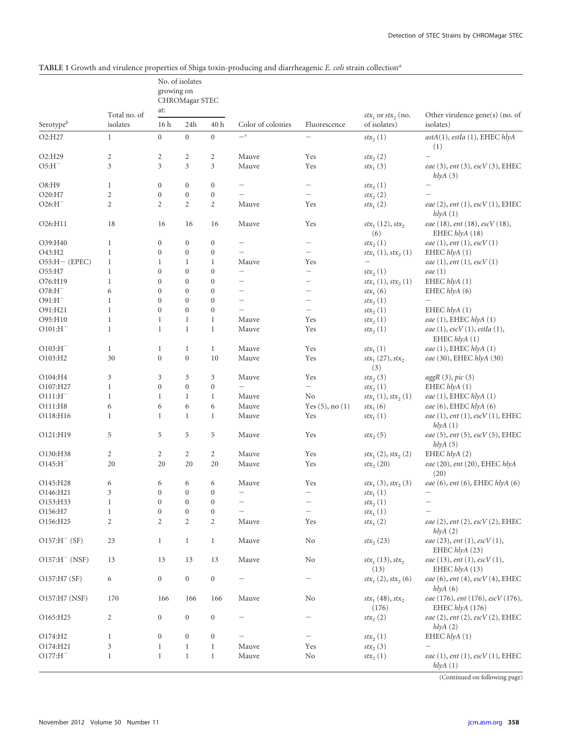**TABLE 1** Growth and virulence properties of Shiga toxin-producing and diarrheagenic *E. coli* strain collection[a]

| Serotype[b] | Total no. of isolates | No. of isolates growing on CHROMagar STEC at: | | | Color of colonies | Fluorescence | $stx_1$ or $stx_2$ (no. of isolates) | Other virulence gene(s) (no. of isolates) |
|---|---|---|---|---|---|---|---|---|
| | | 16 h | 24h | 40 h | | | | |
| O2:H27 | 1 | 0 | 0 | 0 | –[c] | – | $stx_2$ (1) | *astA*(1), *estIa* (1), EHEC *hlyA* (1) |
| O2:H29 | 2 | 2 | 2 | 2 | Mauve | Yes | $stx_2$ (2) | – |
| O5:H[–] | 3 | 3 | 3 | 3 | Mauve | Yes | $stx_1$ (3) | *eae* (3), *ent* (3), *escV* (3), EHEC *hlyA* (3) |
| O8:H9 | 1 | 0 | 0 | 0 | – | – | $stx_2$ (1) | – |
| O20:H7 | 2 | 0 | 0 | 0 | – | – | $stx_2$ (2) | – |
| O26:H[–] | 2 | 2 | 2 | 2 | Mauve | Yes | $stx_1$ (2) | *eae* (2), *ent* (1), *escV* (1), EHEC *hlyA* (1) |
| O26:H11 | 18 | 16 | 16 | 16 | Mauve | Yes | $stx_1$ (12), $stx_2$ (6) | *eae* (18), *ent* (18), *escV* (18), EHEC *hlyA* (18) |
| O39:H40 | 1 | 0 | 0 | 0 | – | – | $stx_2$ (1) | *eae* (1), *ent* (1), *escV* (1) |
| O43:H2 | 1 | 0 | 0 | 0 | – | – | $stx_1$ (1), $stx_2$ (1) | EHEC *hlyA* (1) |
| O55:H– (EPEC) | 1 | 1 | 1 | 1 | Mauve | Yes | – | *eae* (1), *ent* (1), *escV* (1) |
| O55:H7 | 1 | 0 | 0 | 0 | – | – | $stx_2$ (1) | *eae* (1) |
| O76:H19 | 1 | 0 | 0 | 0 | – | – | $stx_1$ (1), $stx_2$ (1) | EHEC *hlyA* (1) |
| O78:H[–] | 6 | 0 | 0 | 0 | – | – | $stx_1$ (6) | EHEC *hlyA* (6) |
| O91:H[–] | 1 | 0 | 0 | 0 | – | – | $stx_2$ (1) | – |
| O91:H21 | 1 | 0 | 0 | 0 | – | – | $stx_2$ (1) | EHEC *hlyA* (1) |
| O95:H10 | 1 | 1 | 1 | 1 | Mauve | Yes | $stx_2$ (1) | *eae* (1), EHEC *hlyA* (1) |
| O101:H[–] | 1 | 1 | 1 | 1 | Mauve | Yes | $stx_2$ (1) | *eae* (1), *escV* (1), *estIa* (1), EHEC *hlyA* (1) |
| O103:H[–] | 1 | 1 | 1 | 1 | Mauve | Yes | $stx_1$ (1) | *eae* (1), EHEC *hlyA* (1) |
| O103:H2 | 30 | 0 | 0 | 10 | Mauve | Yes | $stx_1$ (27), $stx_2$ (3) | *eae* (30), EHEC *hlyA* (30) |
| O104:H4 | 3 | 3 | 3 | 3 | Mauve | Yes | $stx_2$ (3) | *aggR* (3), *pic* (3) |
| O107:H27 | 1 | 0 | 0 | 0 | – | – | $stx_2$ (1) | EHEC *hlyA* (1) |
| O111:H[–] | 1 | 1 | 1 | 1 | Mauve | No | $stx_1$ (1), $stx_2$ (1) | *eae* (1), EHEC *hlyA* (1) |
| O111:H8 | 6 | 6 | 6 | 6 | Mauve | Yes (5), no (1) | $stx_1$ (6) | *eae* (6), EHEC *hlyA* (6) |
| O118:H16 | 1 | 1 | 1 | 1 | Mauve | Yes | $stx_1$ (1) | *eae* (1), *ent* (1), *escV* (1), EHEC *hlyA* (1) |
| O121:H19 | 5 | 5 | 5 | 5 | Mauve | Yes | $stx_2$ (5) | *eae* (5), *ent* (5), *escV* (5), EHEC *hlyA* (5) |
| O130:H38 | 2 | 2 | 2 | 2 | Mauve | Yes | $stx_1$ (2), $stx_2$ (2) | EHEC *hlyA* (2) |
| O145:H[–] | 20 | 20 | 20 | 20 | Mauve | Yes | $stx_2$ (20) | *eae* (20), *ent* (20), EHEC *hlyA* (20) |
| O145:H28 | 6 | 6 | 6 | 6 | Mauve | Yes | $stx_1$ (3), $stx_2$ (3) | *eae* (6), *ent* (6), EHEC *hlyA* (6) |
| O146:H21 | 3 | 0 | 0 | 0 | – | – | $stx_1$ (1) | – |
| O153:H33 | 1 | 0 | 0 | 0 | – | – | $stx_2$ (1) | – |
| O156:H7 | 1 | 0 | 0 | 0 | – | – | $stx_1$ (1) | – |
| O156:H25 | 2 | 2 | 2 | 2 | Mauve | Yes | $stx_1$ (2) | *eae* (2), *ent* (2), *escV* (2), EHEC *hlyA* (2) |
| O157:H[–] (SF) | 23 | 1 | 1 | 1 | Mauve | No | $stx_2$ (23) | *eae* (23), *ent* (1), *escV* (1), EHEC *hlyA* (23) |
| O157:H[–] (NSF) | 13 | 13 | 13 | 13 | Mauve | No | $stx_1$ (13), $stx_2$ (13) | *eae* (13), *ent* (1), *escV* (1), EHEC *hlyA* (13) |
| O157:H7 (SF) | 6 | 0 | 0 | 0 | – | – | $stx_1$ (2), $stx_2$ (6) | *eae* (6), *ent* (4), *escV* (4), EHEC *hlyA* (6) |
| O157:H7 (NSF) | 170 | 166 | 166 | 166 | Mauve | No | $stx_1$ (48), $stx_2$ (176) | *eae* (176), *ent* (176), *escV* (176), EHEC *hlyA* (176) |
| O165:H25 | 2 | 0 | 0 | 0 | – | – | $stx_2$ (2) | *eae* (2), *ent* (2), *escV* (2), EHEC *hlyA* (2) |
| O174:H2 | 1 | 0 | 0 | 0 | – | – | $stx_2$ (1) | EHEC *hlyA* (1) |
| O174:H21 | 3 | 1 | 1 | 1 | Mauve | Yes | $stx_2$ (3) | – |
| O177:H[–] | 1 | 1 | 1 | 1 | Mauve | No | $stx_2$ (1) | *eae* (1), *ent* (1), *escV* (1), EHEC *hlyA* (1) |

(Continued on following page)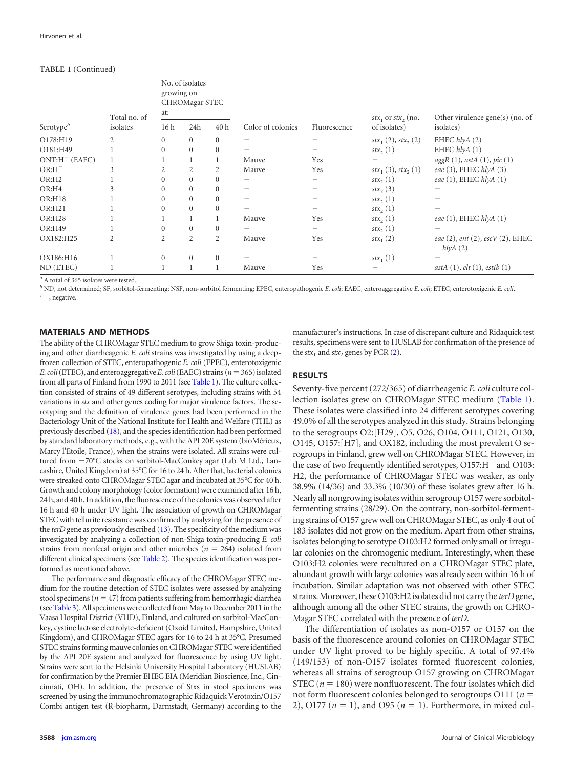TABLE 1 (Continued)

| Serotype[b] | Total no. of isolates | No. of isolates growing on CHROMagar STEC at: | | | Color of colonies | Fluorescence | $stx_1$ or $stx_2$ (no. of isolates) | Other virulence gene(s) (no. of isolates) |
|---|---|---|---|---|---|---|---|---|
| | | 16 h | 24h | 40 h | | | | |
| O178:H19 | 2 | 0 | 0 | 0 | – | – | $stx_1$ (2), $stx_2$ (2) | EHEC *hlyA* (2) |
| O181:H49 | 1 | 0 | 0 | 0 | – | – | $stx_2$ (1) | EHEC *hlyA* (1) |
| ONT:H[−] (EAEC) | 1 | 1 | 1 | 1 | Mauve | Yes | – | *aggR* (1), *astA* (1), *pic* (1) |
| OR:H[−] | 3 | 2 | 2 | 2 | Mauve | Yes | $stx_1$ (3), $stx_2$ (1) | *eae* (3), EHEC *hlyA* (3) |
| OR:H2 | 1 | 0 | 0 | 0 | – | – | $stx_2$ (1) | *eae* (1), EHEC *hlyA* (1) |
| OR:H4 | 3 | 0 | 0 | 0 | – | – | $stx_2$ (3) | – |
| OR:H18 | 1 | 0 | 0 | 0 | – | – | $stx_2$ (1) | – |
| OR:H21 | 1 | 0 | 0 | 0 | – | – | $stx_2$ (1) | – |
| OR:H28 | 1 | 1 | 1 | 1 | Mauve | Yes | $stx_2$ (1) | *eae* (1), EHEC *hlyA* (1) |
| OR:H49 | 1 | 0 | 0 | 0 | – | – | $stx_2$ (1) | – |
| OX182:H25 | 2 | 2 | 2 | 2 | Mauve | Yes | $stx_1$ (2) | *eae* (2), *ent* (2), *escV* (2), EHEC *hlyA* (2) |
| OX186:H16 | 1 | 0 | 0 | 0 | – | – | $stx_1$ (1) | – |
| ND (ETEC) | 1 | 1 | 1 | 1 | Mauve | Yes | – | *astA* (1), *elt* (1), *estIb* (1) |

[a] A total of 365 isolates were tested.
[b] ND, not determined; SF, sorbitol-fermenting; NSF, non-sorbitol fermenting; EPEC, enteropathogenic *E. coli*; EAEC, enteroaggregative *E. coli*; ETEC, enterotoxigenic *E. coli*.
[c] –, negative.

## MATERIALS AND METHODS

The ability of the CHROMagar STEC medium to grow Shiga toxin-producing and other diarrheagenic *E. coli* strains was investigated by using a deep-frozen collection of STEC, enteropathogenic *E. coli* (EPEC), enterotoxigenic *E. coli* (ETEC), and enteroaggregative *E. coli* (EAEC) strains ($n = 365$) isolated from all parts of Finland from 1990 to 2011 (see Table 1). The culture collection consisted of strains of 49 different serotypes, including strains with 54 variations in *stx* and other genes coding for major virulence factors. The serotyping and the definition of virulence genes had been performed in the Bacteriology Unit of the National Institute for Health and Welfare (THL) as previously described (18), and the species identification had been performed by standard laboratory methods, e.g., with the API 20E system (bioMérieux, Marcy l'Etoile, France), when the strains were isolated. All strains were cultured from −70°C stocks on sorbitol-MacConkey agar (Lab M Ltd., Lancashire, United Kingdom) at 35°C for 16 to 24 h. After that, bacterial colonies were streaked onto CHROMagar STEC agar and incubated at 35°C for 40 h. Growth and colony morphology (color formation) were examined after 16 h, 24 h, and 40 h. In addition, the fluorescence of the colonies was observed after 16 h and 40 h under UV light. The association of growth on CHROMagar STEC with tellurite resistance was confirmed by analyzing for the presence of the *terD* gene as previously described (13). The specificity of the medium was investigated by analyzing a collection of non-Shiga toxin-producing *E. coli* strains from nonfecal origin and other microbes ($n = 264$) isolated from different clinical specimens (see Table 2). The species identification was performed as mentioned above.

The performance and diagnostic efficacy of the CHROMagar STEC medium for the routine detection of STEC isolates were assessed by analyzing stool specimens ($n = 47$) from patients suffering from hemorrhagic diarrhea (see Table 3). All specimens were collected from May to December 2011 in the Vaasa Hospital District (VHD), Finland, and cultured on sorbitol-MacConkey, cystine lactose electrolyte-deficient (Oxoid Limited, Hampshire, United Kingdom), and CHROMagar STEC agars for 16 to 24 h at 35°C. Presumed STEC strains forming mauve colonies on CHROMagar STEC were identified by the API 20E system and analyzed for fluorescence by using UV light. Strains were sent to the Helsinki University Hospital Laboratory (HUSLAB) for confirmation by the Premier EHEC EIA (Meridian Bioscience, Inc., Cincinnati, OH). In addition, the presence of Stxs in stool specimens was screened by using the immunochromatographic Ridaquick Verotoxin/O157 Combi antigen test (R-biopharm, Darmstadt, Germany) according to the manufacturer's instructions. In case of discrepant culture and Ridaquick test results, specimens were sent to HUSLAB for confirmation of the presence of the $stx_1$ and $stx_2$ genes by PCR (2).

## RESULTS

Seventy-five percent (272/365) of diarrheagenic *E. coli* culture collection isolates grew on CHROMagar STEC medium (Table 1). These isolates were classified into 24 different serotypes covering 49.0% of all the serotypes analyzed in this study. Strains belonging to the serogroups O2:[H29], O5, O26, O104, O111, O121, O130, O145, O157:[H7], and OX182, including the most prevalent O serogroups in Finland, grew well on CHROMagar STEC. However, in the case of two frequently identified serotypes, O157:H[−] and O103:H2, the performance of CHROMagar STEC was weaker, as only 38.9% (14/36) and 33.3% (10/30) of these isolates grew after 16 h. Nearly all nongrowing isolates within serogroup O157 were sorbitol-fermenting strains (28/29). On the contrary, non-sorbitol-fermenting strains of O157 grew well on CHROMagar STEC, as only 4 out of 183 isolates did not grow on the medium. Apart from other strains, isolates belonging to serotype O103:H2 formed only small or irregular colonies on the chromogenic medium. Interestingly, when these O103:H2 colonies were recultured on a CHROMagar STEC plate, abundant growth with large colonies was already seen within 16 h of incubation. Similar adaptation was not observed with other STEC strains. Moreover, these O103:H2 isolates did not carry the *terD* gene, although among all the other STEC strains, the growth on CHROMagar STEC correlated with the presence of *terD*.

The differentiation of isolates as non-O157 or O157 on the basis of the fluorescence around colonies on CHROMagar STEC under UV light proved to be highly specific. A total of 97.4% (149/153) of non-O157 isolates formed fluorescent colonies, whereas all strains of serogroup O157 growing on CHROMagar STEC ($n = 180$) were nonfluorescent. The four isolates which did not form fluorescent colonies belonged to serogroups O111 ($n = 2$), O177 ($n = 1$), and O95 ($n = 1$). Furthermore, in mixed cul-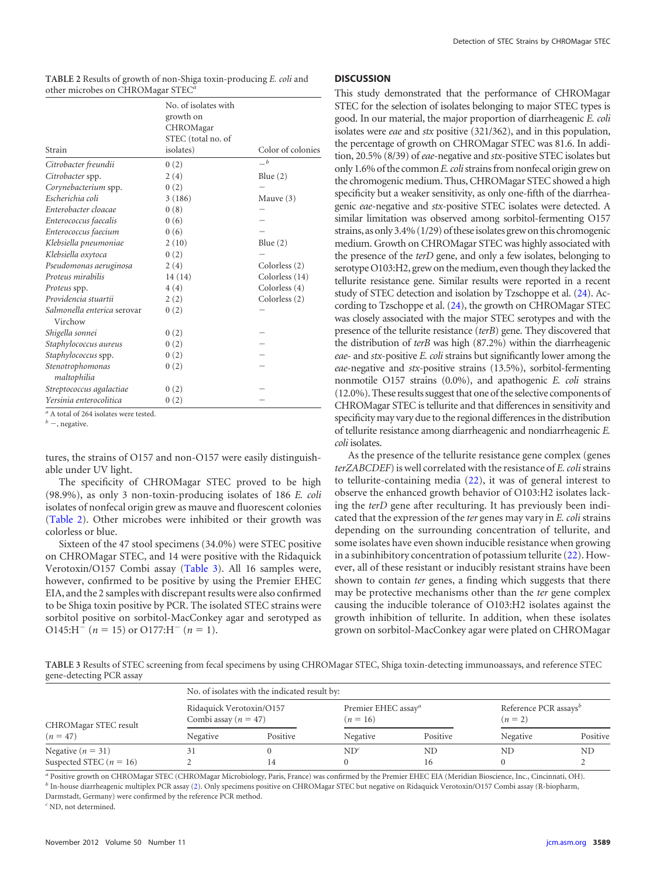**TABLE 2** Results of growth of non-Shiga toxin-producing *E. coli* and other microbes on CHROMagar STEC[a]

| Strain | No. of isolates with growth on CHROMagar STEC (total no. of isolates) | Color of colonies |
|---|---|---|
| *Citrobacter freundii* | 0 (2) | —[b] |
| *Citrobacter* spp. | 2 (4) | Blue (2) |
| *Corynebacterium* spp. | 0 (2) | — |
| *Escherichia coli* | 3 (186) | Mauve (3) |
| *Enterobacter cloacae* | 0 (8) | — |
| *Enterococcus faecalis* | 0 (6) | — |
| *Enterococcus faecium* | 0 (6) | — |
| *Klebsiella pneumoniae* | 2 (10) | Blue (2) |
| *Klebsiella oxytoca* | 0 (2) | — |
| *Pseudomonas aeruginosa* | 2 (4) | Colorless (2) |
| *Proteus mirabilis* | 14 (14) | Colorless (14) |
| *Proteus* spp. | 4 (4) | Colorless (4) |
| *Providencia stuartii* | 2 (2) | Colorless (2) |
| *Salmonella enterica* serovar Virchow | 0 (2) | — |
| *Shigella sonnei* | 0 (2) | — |
| *Staphylococcus aureus* | 0 (2) | — |
| *Staphylococcus* spp. | 0 (2) | — |
| *Stenotrophomonas maltophilia* | 0 (2) | — |
| *Streptococcus agalactiae* | 0 (2) | — |
| *Yersinia enterocolitica* | 0 (2) | — |

[a] A total of 264 isolates were tested.
[b] —, negative.

tures, the strains of O157 and non-O157 were easily distinguishable under UV light.

The specificity of CHROMagar STEC proved to be high (98.9%), as only 3 non-toxin-producing isolates of 186 *E. coli* isolates of nonfecal origin grew as mauve and fluorescent colonies (Table 2). Other microbes were inhibited or their growth was colorless or blue.

Sixteen of the 47 stool specimens (34.0%) were STEC positive on CHROMagar STEC, and 14 were positive with the Ridaquick Verotoxin/O157 Combi assay (Table 3). All 16 samples were, however, confirmed to be positive by using the Premier EHEC EIA, and the 2 samples with discrepant results were also confirmed to be Shiga toxin positive by PCR. The isolated STEC strains were sorbitol positive on sorbitol-MacConkey agar and serotyped as O145:H$^-$ ($n$ = 15) or O177:H$^-$ ($n$ = 1).

## DISCUSSION

This study demonstrated that the performance of CHROMagar STEC for the selection of isolates belonging to major STEC types is good. In our material, the major proportion of diarrheagenic *E. coli* isolates were *eae* and *stx* positive (321/362), and in this population, the percentage of growth on CHROMagar STEC was 81.6. In addition, 20.5% (8/39) of *eae*-negative and *stx*-positive STEC isolates but only 1.6% of the common *E. coli* strains from nonfecal origin grew on the chromogenic medium. Thus, CHROMagar STEC showed a high specificity but a weaker sensitivity, as only one-fifth of the diarrheagenic *eae*-negative and *stx*-positive STEC isolates were detected. A similar limitation was observed among sorbitol-fermenting O157 strains, as only 3.4% (1/29) of these isolates grew on this chromogenic medium. Growth on CHROMagar STEC was highly associated with the presence of the *terD* gene, and only a few isolates, belonging to serotype O103:H2, grew on the medium, even though they lacked the tellurite resistance gene. Similar results were reported in a recent study of STEC detection and isolation by Tzschoppe et al. (24). According to Tzschoppe et al. (24), the growth on CHROMagar STEC was closely associated with the major STEC serotypes and with the presence of the tellurite resistance (*terB*) gene. They discovered that the distribution of *terB* was high (87.2%) within the diarrheagenic *eae*- and *stx*-positive *E. coli* strains but significantly lower among the *eae*-negative and *stx*-positive strains (13.5%), sorbitol-fermenting nonmotile O157 strains (0.0%), and apathogenic *E. coli* strains (12.0%). These results suggest that one of the selective components of CHROMagar STEC is tellurite and that differences in sensitivity and specificity may vary due to the regional differences in the distribution of tellurite resistance among diarrheagenic and nondiarrheagenic *E. coli* isolates.

As the presence of the tellurite resistance gene complex (genes *terZABCDEF*) is well correlated with the resistance of *E. coli* strains to tellurite-containing media (22), it was of general interest to observe the enhanced growth behavior of O103:H2 isolates lacking the *terD* gene after reculturing. It has previously been indicated that the expression of the *ter* genes may vary in *E. coli* strains depending on the surrounding concentration of tellurite, and some isolates have even shown inducible resistance when growing in a subinhibitory concentration of potassium tellurite (22). However, all of these resistant or inducibly resistant strains have been shown to contain *ter* genes, a finding which suggests that there may be protective mechanisms other than the *ter* gene complex causing the inducible tolerance of O103:H2 isolates against the growth inhibition of tellurite. In addition, when these isolates grown on sorbitol-MacConkey agar were plated on CHROMagar

**TABLE 3** Results of STEC screening from fecal specimens by using CHROMagar STEC, Shiga toxin-detecting immunoassays, and reference STEC gene-detecting PCR assay

| CHROMagar STEC result ($n$ = 47) | No. of isolates with the indicated result by: | | | | | |
|---|---|---|---|---|---|---|
| | Ridaquick Verotoxin/O157 Combi assay ($n$ = 47) | | Premier EHEC assay[a] ($n$ = 16) | | Reference PCR assays[b] ($n$ = 2) | |
| | Negative | Positive | Negative | Positive | Negative | Positive |
| Negative ($n$ = 31) | 31 | 0 | ND[c] | ND | ND | ND |
| Suspected STEC ($n$ = 16) | 2 | 14 | 0 | 16 | 0 | 2 |

[a] Positive growth on CHROMagar STEC (CHROMagar Microbiology, Paris, France) was confirmed by the Premier EHEC EIA (Meridian Bioscience, Inc., Cincinnati, OH).
[b] In-house diarrheagenic multiplex PCR assay (2). Only specimens positive on CHROMagar STEC but negative on Ridaquick Verotoxin/O157 Combi assay (R-biopharm, Darmstadt, Germany) were confirmed by the reference PCR method.
[c] ND, not determined.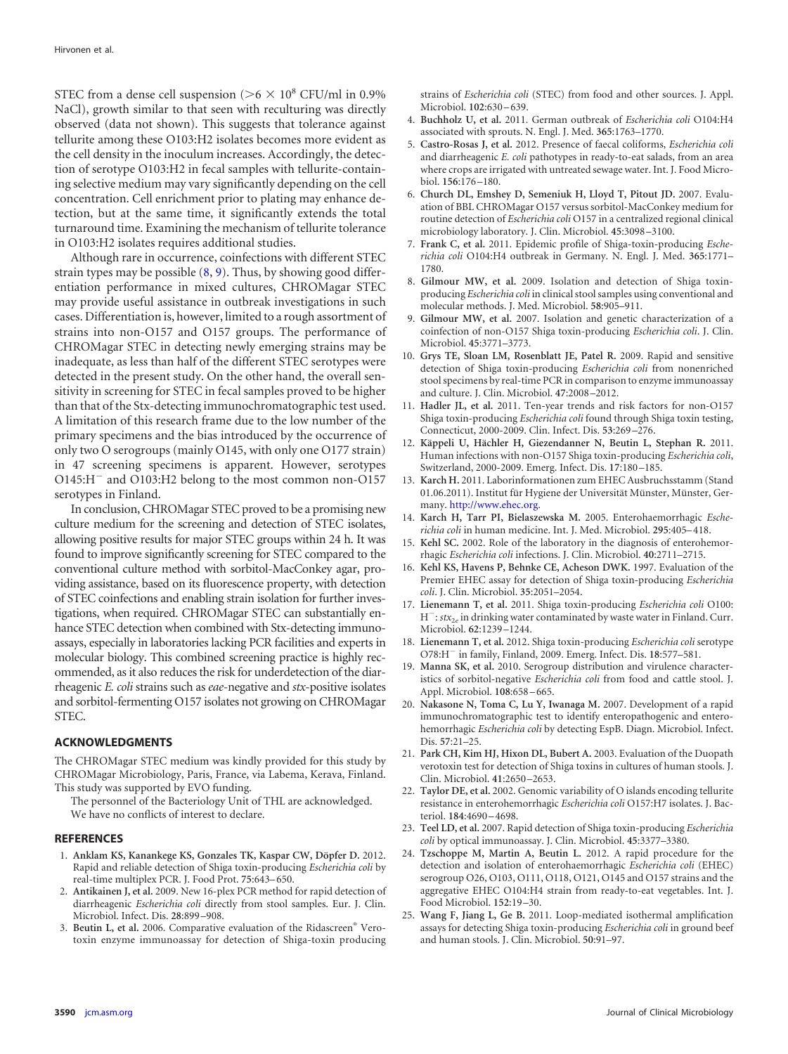STEC from a dense cell suspension ($>6 \times 10^8$ CFU/ml in 0.9% NaCl), growth similar to that seen with reculturing was directly observed (data not shown). This suggests that tolerance against tellurite among these O103:H2 isolates becomes more evident as the cell density in the inoculum increases. Accordingly, the detection of serotype O103:H2 in fecal samples with tellurite-containing selective medium may vary significantly depending on the cell concentration. Cell enrichment prior to plating may enhance detection, but at the same time, it significantly extends the total turnaround time. Examining the mechanism of tellurite tolerance in O103:H2 isolates requires additional studies.

Although rare in occurrence, coinfections with different STEC strain types may be possible (8, 9). Thus, by showing good differentiation performance in mixed cultures, CHROMagar STEC may provide useful assistance in outbreak investigations in such cases. Differentiation is, however, limited to a rough assortment of strains into non-O157 and O157 groups. The performance of CHROMagar STEC in detecting newly emerging strains may be inadequate, as less than half of the different STEC serotypes were detected in the present study. On the other hand, the overall sensitivity in screening for STEC in fecal samples proved to be higher than that of the Stx-detecting immunochromatographic test used. A limitation of this research frame due to the low number of the primary specimens and the bias introduced by the occurrence of only two O serogroups (mainly O145, with only one O177 strain) in 47 screening specimens is apparent. However, serotypes O145:$H^-$ and O103:H2 belong to the most common non-O157 serotypes in Finland.

In conclusion, CHROMagar STEC proved to be a promising new culture medium for the screening and detection of STEC isolates, allowing positive results for major STEC groups within 24 h. It was found to improve significantly screening for STEC compared to the conventional culture method with sorbitol-MacConkey agar, providing assistance, based on its fluorescence property, with detection of STEC coinfections and enabling strain isolation for further investigations, when required. CHROMagar STEC can substantially enhance STEC detection when combined with Stx-detecting immunoassays, especially in laboratories lacking PCR facilities and experts in molecular biology. This combined screening practice is highly recommended, as it also reduces the risk for underdetection of the diarrheagenic *E. coli* strains such as *eae*-negative and *stx*-positive isolates and sorbitol-fermenting O157 isolates not growing on CHROMagar STEC.

## ACKNOWLEDGMENTS

The CHROMagar STEC medium was kindly provided for this study by CHROMagar Microbiology, Paris, France, via Labema, Kerava, Finland. This study was supported by EVO funding.

The personnel of the Bacteriology Unit of THL are acknowledged.

We have no conflicts of interest to declare.

## REFERENCES

1. **Anklam KS, Kanankege KS, Gonzales TK, Kaspar CW, Döpfer D.** 2012. Rapid and reliable detection of Shiga toxin-producing *Escherichia coli* by real-time multiplex PCR. J. Food Prot. **75**:643–650.
2. **Antikainen J, et al.** 2009. New 16-plex PCR method for rapid detection of diarrheagenic *Escherichia coli* directly from stool samples. Eur. J. Clin. Microbiol. Infect. Dis. **28**:899–908.
3. **Beutin L, et al.** 2006. Comparative evaluation of the Ridascreen® Verotoxin enzyme immunoassay for detection of Shiga-toxin producing strains of *Escherichia coli* (STEC) from food and other sources. J. Appl. Microbiol. **102**:630–639.
4. **Buchholz U, et al.** 2011. German outbreak of *Escherichia coli* O104:H4 associated with sprouts. N. Engl. J. Med. **365**:1763–1770.
5. **Castro-Rosas J, et al.** 2012. Presence of faecal coliforms, *Escherichia coli* and diarrheagenic *E. coli* pathotypes in ready-to-eat salads, from an area where crops are irrigated with untreated sewage water. Int. J. Food Microbiol. **156**:176–180.
6. **Church DL, Emshey D, Semeniuk H, Lloyd T, Pitout JD.** 2007. Evaluation of BBL CHROMagar O157 versus sorbitol-MacConkey medium for routine detection of *Escherichia coli* O157 in a centralized regional clinical microbiology laboratory. J. Clin. Microbiol. **45**:3098–3100.
7. **Frank C, et al.** 2011. Epidemic profile of Shiga-toxin-producing *Escherichia coli* O104:H4 outbreak in Germany. N. Engl. J. Med. **365**:1771–1780.
8. **Gilmour MW, et al.** 2009. Isolation and detection of Shiga toxin-producing *Escherichia coli* in clinical stool samples using conventional and molecular methods. J. Med. Microbiol. **58**:905–911.
9. **Gilmour MW, et al.** 2007. Isolation and genetic characterization of a coinfection of non-O157 Shiga toxin-producing *Escherichia coli*. J. Clin. Microbiol. **45**:3771–3773.
10. **Grys TE, Sloan LM, Rosenblatt JE, Patel R.** 2009. Rapid and sensitive detection of Shiga toxin-producing *Escherichia coli* from nonenriched stool specimens by real-time PCR in comparison to enzyme immunoassay and culture. J. Clin. Microbiol. **47**:2008–2012.
11. **Hadler JL, et al.** 2011. Ten-year trends and risk factors for non-O157 Shiga toxin-producing *Escherichia coli* found through Shiga toxin testing, Connecticut, 2000-2009. Clin. Infect. Dis. **53**:269–276.
12. **Käppeli U, Hächler H, Giezendanner N, Beutin L, Stephan R.** 2011. Human infections with non-O157 Shiga toxin-producing *Escherichia coli*, Switzerland, 2000-2009. Emerg. Infect. Dis. **17**:180–185.
13. **Karch H.** 2011. Laborinformationen zum EHEC Ausbruchsstamm (Stand 01.06.2011). Institut für Hygiene der Universität Münster, Münster, Germany. http://www.ehec.org.
14. **Karch H, Tarr PI, Bielaszewska M.** 2005. Enterohaemorrhagic *Escherichia coli* in human medicine. Int. J. Med. Microbiol. **295**:405–418.
15. **Kehl SC.** 2002. Role of the laboratory in the diagnosis of enterohemorrhagic *Escherichia coli* infections. J. Clin. Microbiol. **40**:2711–2715.
16. **Kehl KS, Havens P, Behnke CE, Acheson DWK.** 1997. Evaluation of the Premier EHEC assay for detection of Shiga toxin-producing *Escherichia coli*. J. Clin. Microbiol. **35**:2051–2054.
17. **Lienemann T, et al.** 2011. Shiga toxin-producing *Escherichia coli* O100:$H^-$: $stx_{2e}$ in drinking water contaminated by waste water in Finland. Curr. Microbiol. **62**:1239–1244.
18. **Lienemann T, et al.** 2012. Shiga toxin-producing *Escherichia coli* serotype O78:$H^-$ in family, Finland, 2009. Emerg. Infect. Dis. **18**:577–581.
19. **Manna SK, et al.** 2010. Serogroup distribution and virulence characteristics of sorbitol-negative *Escherichia coli* from food and cattle stool. J. Appl. Microbiol. **108**:658–665.
20. **Nakasone N, Toma C, Lu Y, Iwanaga M.** 2007. Development of a rapid immunochromatographic test to identify enteropathogenic and enterohemorrhagic *Escherichia coli* by detecting EspB. Diagn. Microbiol. Infect. Dis. **57**:21–25.
21. **Park CH, Kim HJ, Hixon DL, Bubert A.** 2003. Evaluation of the Duopath verotoxin test for detection of Shiga toxins in cultures of human stools. J. Clin. Microbiol. **41**:2650–2653.
22. **Taylor DE, et al.** 2002. Genomic variability of O islands encoding tellurite resistance in enterohemorrhagic *Escherichia coli* O157:H7 isolates. J. Bacteriol. **184**:4690–4698.
23. **Teel LD, et al.** 2007. Rapid detection of Shiga toxin-producing *Escherichia coli* by optical immunoassay. J. Clin. Microbiol. **45**:3377–3380.
24. **Tzschoppe M, Martin A, Beutin L.** 2012. A rapid procedure for the detection and isolation of enterohaemorrhagic *Escherichia coli* (EHEC) serogroup O26, O103, O111, O118, O121, O145 and O157 strains and the aggregative EHEC O104:H4 strain from ready-to-eat vegetables. Int. J. Food Microbiol. **152**:19–30.
25. **Wang F, Jiang L, Ge B.** 2011. Loop-mediated isothermal amplification assays for detecting Shiga toxin-producing *Escherichia coli* in ground beef and human stools. J. Clin. Microbiol. **50**:91–97.